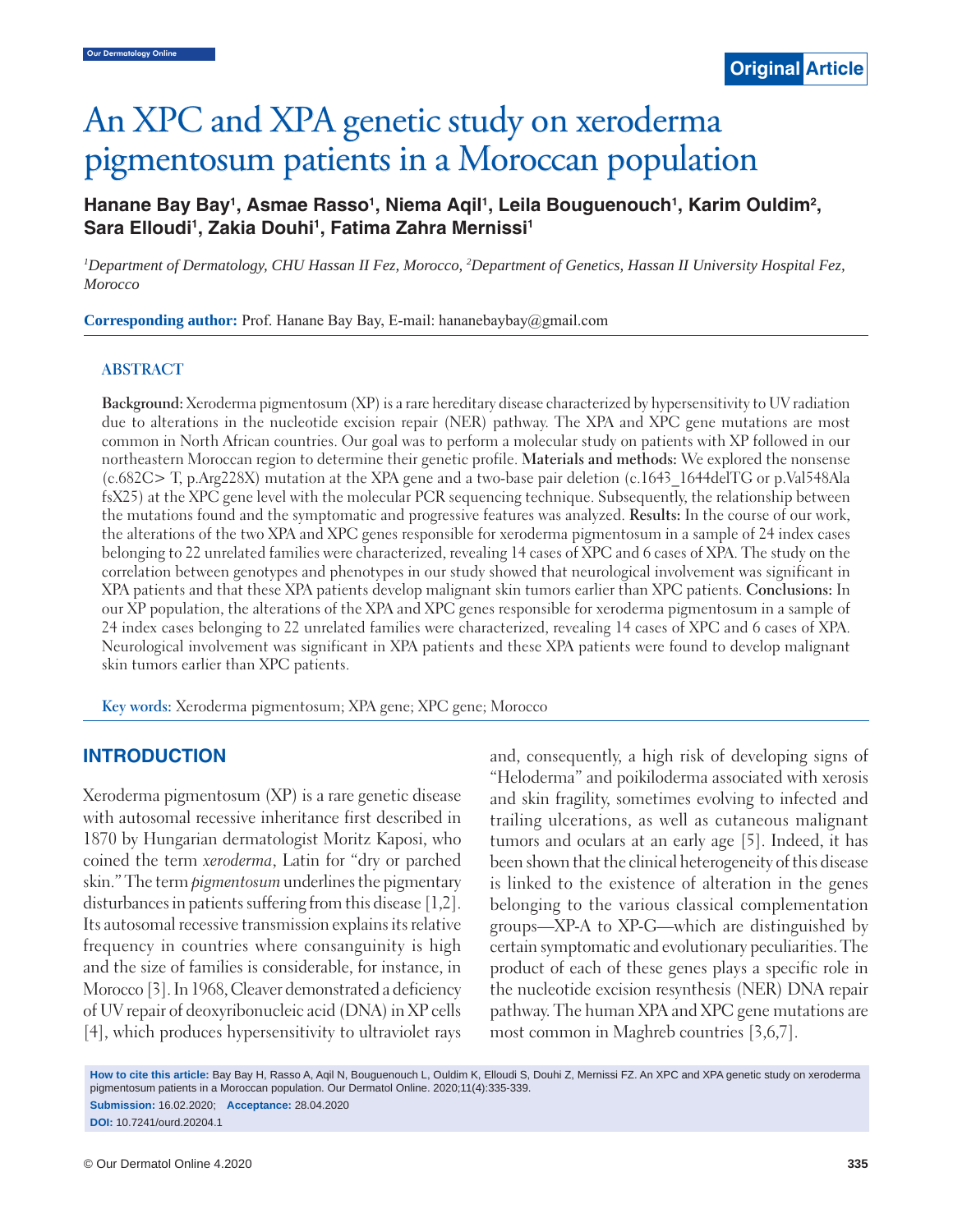Original Article

# An XPC and XPA genetic study on xeroderma pigmentosum patients in a Moroccan population

**Hanane Bay Bay[1], Asmae Rasso[1], Niema Aqil[1], Leila Bouguenouch[1], Karim Ouldim[2], Sara Elloudi[1], Zakia Douhi[1], Fatima Zahra Mernissi[1]**

*[1]Department of Dermatology, CHU Hassan II Fez, Morocco, [2]Department of Genetics, Hassan II University Hospital Fez, Morocco*

**Corresponding author:** Prof. Hanane Bay Bay, E-mail: hananebaybay@gmail.com

## ABSTRACT

**Background:** Xeroderma pigmentosum (XP) is a rare hereditary disease characterized by hypersensitivity to UV radiation due to alterations in the nucleotide excision repair (NER) pathway. The XPA and XPC gene mutations are most common in North African countries. Our goal was to perform a molecular study on patients with XP followed in our northeastern Moroccan region to determine their genetic profile. **Materials and methods:** We explored the nonsense (c.682C> T, p.Arg228X) mutation at the XPA gene and a two-base pair deletion (c.1643_1644delTG or p.Val548Ala fsX25) at the XPC gene level with the molecular PCR sequencing technique. Subsequently, the relationship between the mutations found and the symptomatic and progressive features was analyzed. **Results:** In the course of our work, the alterations of the two XPA and XPC genes responsible for xeroderma pigmentosum in a sample of 24 index cases belonging to 22 unrelated families were characterized, revealing 14 cases of XPC and 6 cases of XPA. The study on the correlation between genotypes and phenotypes in our study showed that neurological involvement was significant in XPA patients and that these XPA patients develop malignant skin tumors earlier than XPC patients. **Conclusions:** In our XP population, the alterations of the XPA and XPC genes responsible for xeroderma pigmentosum in a sample of 24 index cases belonging to 22 unrelated families were characterized, revealing 14 cases of XPC and 6 cases of XPA. Neurological involvement was significant in XPA patients and these XPA patients were found to develop malignant skin tumors earlier than XPC patients.

**Key words:** Xeroderma pigmentosum; XPA gene; XPC gene; Morocco

## INTRODUCTION

Xeroderma pigmentosum (XP) is a rare genetic disease with autosomal recessive inheritance first described in 1870 by Hungarian dermatologist Moritz Kaposi, who coined the term *xeroderma*, Latin for "dry or parched skin." The term *pigmentosum* underlines the pigmentary disturbances in patients suffering from this disease [1,2]. Its autosomal recessive transmission explains its relative frequency in countries where consanguinity is high and the size of families is considerable, for instance, in Morocco [3]. In 1968, Cleaver demonstrated a deficiency of UV repair of deoxyribonucleic acid (DNA) in XP cells [4], which produces hypersensitivity to ultraviolet rays and, consequently, a high risk of developing signs of "Heloderma" and poikiloderma associated with xerosis and skin fragility, sometimes evolving to infected and trailing ulcerations, as well as cutaneous malignant tumors and oculars at an early age [5]. Indeed, it has been shown that the clinical heterogeneity of this disease is linked to the existence of alteration in the genes belonging to the various classical complementation groups—XP-A to XP-G—which are distinguished by certain symptomatic and evolutionary peculiarities. The product of each of these genes plays a specific role in the nucleotide excision resynthesis (NER) DNA repair pathway. The human XPA and XPC gene mutations are most common in Maghreb countries [3,6,7].

**How to cite this article:** Bay Bay H, Rasso A, Aqil N, Bouguenouch L, Ouldim K, Elloudi S, Douhi Z, Mernissi FZ. An XPC and XPA genetic study on xeroderma pigmentosum patients in a Moroccan population. Our Dermatol Online. 2020;11(4):335-339.

**Submission:** 16.02.2020; **Acceptance:** 28.04.2020

**DOI:** 10.7241/ourd.20204.1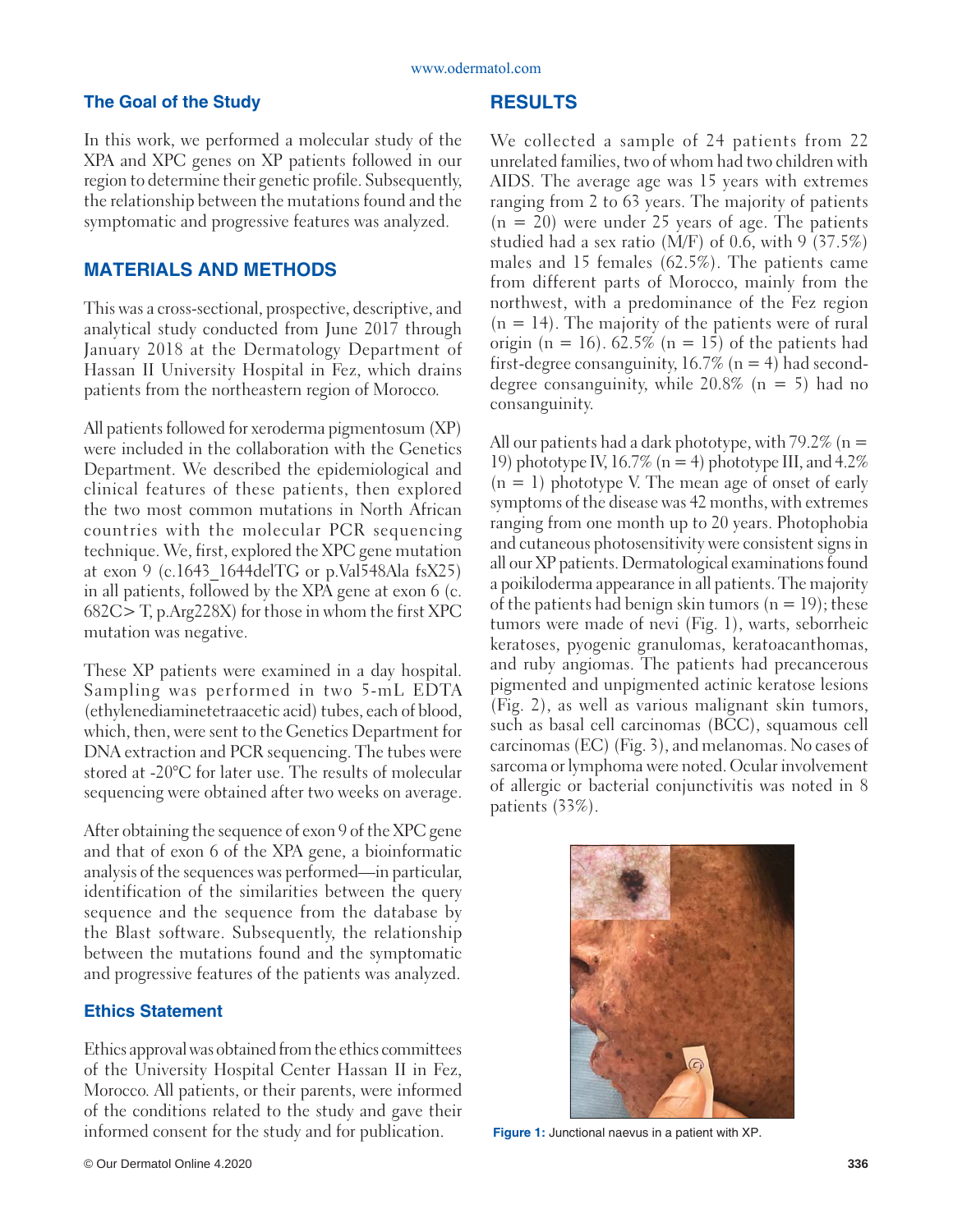### The Goal of the Study

In this work, we performed a molecular study of the XPA and XPC genes on XP patients followed in our region to determine their genetic profile. Subsequently, the relationship between the mutations found and the symptomatic and progressive features was analyzed.

## MATERIALS AND METHODS

This was a cross-sectional, prospective, descriptive, and analytical study conducted from June 2017 through January 2018 at the Dermatology Department of Hassan II University Hospital in Fez, which drains patients from the northeastern region of Morocco.

All patients followed for xeroderma pigmentosum (XP) were included in the collaboration with the Genetics Department. We described the epidemiological and clinical features of these patients, then explored the two most common mutations in North African countries with the molecular PCR sequencing technique. We, first, explored the XPC gene mutation at exon 9 (c.1643_1644delTG or p.Val548Ala fsX25) in all patients, followed by the XPA gene at exon 6 (c. 682C> T, p.Arg228X) for those in whom the first XPC mutation was negative.

These XP patients were examined in a day hospital. Sampling was performed in two 5-mL EDTA (ethylenediaminetetraacetic acid) tubes, each of blood, which, then, were sent to the Genetics Department for DNA extraction and PCR sequencing. The tubes were stored at -20°C for later use. The results of molecular sequencing were obtained after two weeks on average.

After obtaining the sequence of exon 9 of the XPC gene and that of exon 6 of the XPA gene, a bioinformatic analysis of the sequences was performed—in particular, identification of the similarities between the query sequence and the sequence from the database by the Blast software. Subsequently, the relationship between the mutations found and the symptomatic and progressive features of the patients was analyzed.

### Ethics Statement

Ethics approval was obtained from the ethics committees of the University Hospital Center Hassan II in Fez, Morocco. All patients, or their parents, were informed of the conditions related to the study and gave their informed consent for the study and for publication.

## RESULTS

We collected a sample of 24 patients from 22 unrelated families, two of whom had two children with AIDS. The average age was 15 years with extremes ranging from 2 to 63 years. The majority of patients (n = 20) were under 25 years of age. The patients studied had a sex ratio (M/F) of 0.6, with 9 (37.5%) males and 15 females (62.5%). The patients came from different parts of Morocco, mainly from the northwest, with a predominance of the Fez region (n = 14). The majority of the patients were of rural origin (n = 16). 62.5% (n = 15) of the patients had first-degree consanguinity, 16.7% (n = 4) had second-degree consanguinity, while 20.8% (n = 5) had no consanguinity.

All our patients had a dark phototype, with 79.2% (n = 19) phototype IV, 16.7% (n = 4) phototype III, and 4.2% (n = 1) phototype V. The mean age of onset of early symptoms of the disease was 42 months, with extremes ranging from one month up to 20 years. Photophobia and cutaneous photosensitivity were consistent signs in all our XP patients. Dermatological examinations found a poikiloderma appearance in all patients. The majority of the patients had benign skin tumors (n = 19); these tumors were made of nevi (Fig. 1), warts, seborrheic keratoses, pyogenic granulomas, keratoacanthomas, and ruby angiomas. The patients had precancerous pigmented and unpigmented actinic keratose lesions (Fig. 2), as well as various malignant skin tumors, such as basal cell carcinomas (BCC), squamous cell carcinomas (EC) (Fig. 3), and melanomas. No cases of sarcoma or lymphoma were noted. Ocular involvement of allergic or bacterial conjunctivitis was noted in 8 patients (33%).

**Figure 1:** Junctional naevus in a patient with XP.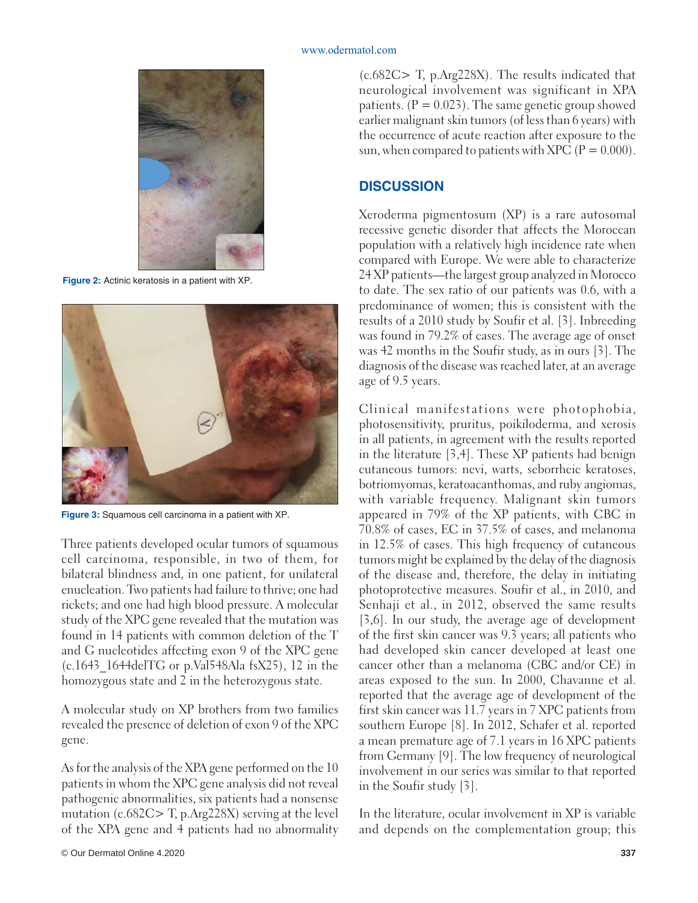Figure 2: Actinic keratosis in a patient with XP.

Figure 3: Squamous cell carcinoma in a patient with XP.

Three patients developed ocular tumors of squamous cell carcinoma, responsible, in two of them, for bilateral blindness and, in one patient, for unilateral enucleation. Two patients had failure to thrive; one had rickets; and one had high blood pressure. A molecular study of the XPC gene revealed that the mutation was found in 14 patients with common deletion of the T and G nucleotides affecting exon 9 of the XPC gene (c.1643_1644delTG or p.Val548Ala fsX25), 12 in the homozygous state and 2 in the heterozygous state.

A molecular study on XP brothers from two families revealed the presence of deletion of exon 9 of the XPC gene.

As for the analysis of the XPA gene performed on the 10 patients in whom the XPC gene analysis did not reveal pathogenic abnormalities, six patients had a nonsense mutation (c.682C> T, p.Arg228X) serving at the level of the XPA gene and 4 patients had no abnormality (c.682C> T, p.Arg228X). The results indicated that neurological involvement was significant in XPA patients. ($P = 0.023$). The same genetic group showed earlier malignant skin tumors (of less than 6 years) with the occurrence of acute reaction after exposure to the sun, when compared to patients with XPC ($P = 0.000$).

## DISCUSSION

Xeroderma pigmentosum (XP) is a rare autosomal recessive genetic disorder that affects the Moroccan population with a relatively high incidence rate when compared with Europe. We were able to characterize 24 XP patients—the largest group analyzed in Morocco to date. The sex ratio of our patients was 0.6, with a predominance of women; this is consistent with the results of a 2010 study by Soufir et al. [3]. Inbreeding was found in 79.2% of cases. The average age of onset was 42 months in the Soufir study, as in ours [3]. The diagnosis of the disease was reached later, at an average age of 9.5 years.

Clinical manifestations were photophobia, photosensitivity, pruritus, poikiloderma, and xerosis in all patients, in agreement with the results reported in the literature [3,4]. These XP patients had benign cutaneous tumors: nevi, warts, seborrheic keratoses, botriomyomas, keratoacanthomas, and ruby angiomas, with variable frequency. Malignant skin tumors appeared in 79% of the XP patients, with CBC in 70.8% of cases, EC in 37.5% of cases, and melanoma in 12.5% of cases. This high frequency of cutaneous tumors might be explained by the delay of the diagnosis of the disease and, therefore, the delay in initiating photoprotective measures. Soufir et al., in 2010, and Senhaji et al., in 2012, observed the same results [3,6]. In our study, the average age of development of the first skin cancer was 9.3 years; all patients who had developed skin cancer developed at least one cancer other than a melanoma (CBC and/or CE) in areas exposed to the sun. In 2000, Chavanne et al. reported that the average age of development of the first skin cancer was 11.7 years in 7 XPC patients from southern Europe [8]. In 2012, Schafer et al. reported a mean premature age of 7.1 years in 16 XPC patients from Germany [9]. The low frequency of neurological involvement in our series was similar to that reported in the Soufir study [3].

In the literature, ocular involvement in XP is variable and depends on the complementation group; this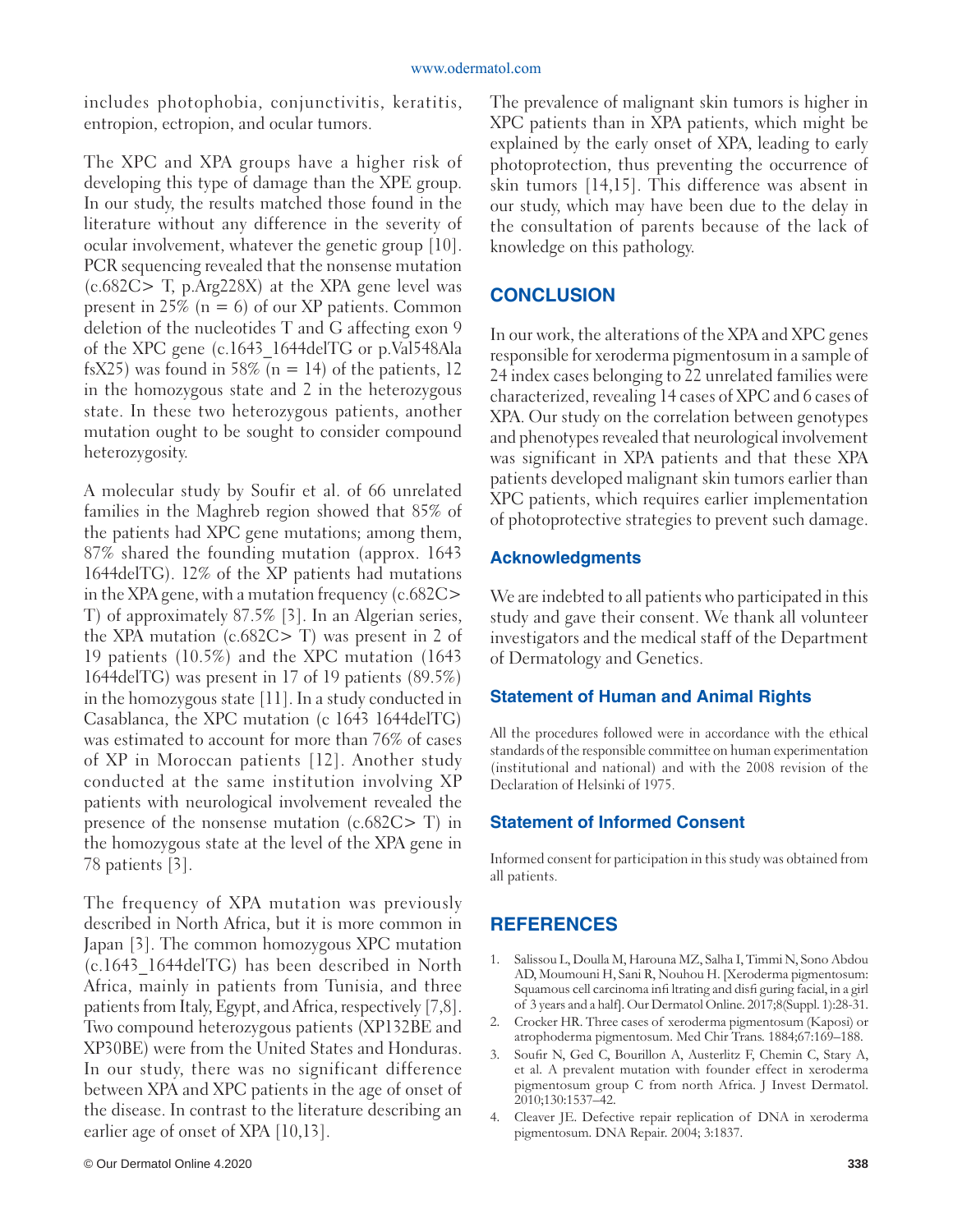includes photophobia, conjunctivitis, keratitis, entropion, ectropion, and ocular tumors.

The XPC and XPA groups have a higher risk of developing this type of damage than the XPE group. In our study, the results matched those found in the literature without any difference in the severity of ocular involvement, whatever the genetic group [10]. PCR sequencing revealed that the nonsense mutation (c.682C> T, p.Arg228X) at the XPA gene level was present in 25% (n = 6) of our XP patients. Common deletion of the nucleotides T and G affecting exon 9 of the XPC gene (c.1643_1644delTG or p.Val548Ala fsX25) was found in 58% (n = 14) of the patients, 12 in the homozygous state and 2 in the heterozygous state. In these two heterozygous patients, another mutation ought to be sought to consider compound heterozygosity.

A molecular study by Soufir et al. of 66 unrelated families in the Maghreb region showed that 85% of the patients had XPC gene mutations; among them, 87% shared the founding mutation (approx. 1643 1644delTG). 12% of the XP patients had mutations in the XPA gene, with a mutation frequency (c.682C> T) of approximately 87.5% [3]. In an Algerian series, the XPA mutation (c.682C> T) was present in 2 of 19 patients (10.5%) and the XPC mutation (1643 1644delTG) was present in 17 of 19 patients (89.5%) in the homozygous state [11]. In a study conducted in Casablanca, the XPC mutation (c 1643 1644delTG) was estimated to account for more than 76% of cases of XP in Moroccan patients [12]. Another study conducted at the same institution involving XP patients with neurological involvement revealed the presence of the nonsense mutation (c.682C> T) in the homozygous state at the level of the XPA gene in 78 patients [3].

The frequency of XPA mutation was previously described in North Africa, but it is more common in Japan [3]. The common homozygous XPC mutation (c.1643_1644delTG) has been described in North Africa, mainly in patients from Tunisia, and three patients from Italy, Egypt, and Africa, respectively [7,8]. Two compound heterozygous patients (XP132BE and XP30BE) were from the United States and Honduras. In our study, there was no significant difference between XPA and XPC patients in the age of onset of the disease. In contrast to the literature describing an earlier age of onset of XPA [10,13].

The prevalence of malignant skin tumors is higher in XPC patients than in XPA patients, which might be explained by the early onset of XPA, leading to early photoprotection, thus preventing the occurrence of skin tumors [14,15]. This difference was absent in our study, which may have been due to the delay in the consultation of parents because of the lack of knowledge on this pathology.

## CONCLUSION

In our work, the alterations of the XPA and XPC genes responsible for xeroderma pigmentosum in a sample of 24 index cases belonging to 22 unrelated families were characterized, revealing 14 cases of XPC and 6 cases of XPA. Our study on the correlation between genotypes and phenotypes revealed that neurological involvement was significant in XPA patients and that these XPA patients developed malignant skin tumors earlier than XPC patients, which requires earlier implementation of photoprotective strategies to prevent such damage.

### Acknowledgments

We are indebted to all patients who participated in this study and gave their consent. We thank all volunteer investigators and the medical staff of the Department of Dermatology and Genetics.

### Statement of Human and Animal Rights

All the procedures followed were in accordance with the ethical standards of the responsible committee on human experimentation (institutional and national) and with the 2008 revision of the Declaration of Helsinki of 1975.

### Statement of Informed Consent

Informed consent for participation in this study was obtained from all patients.

## REFERENCES

1. Salissou L, Doulla M, Harouna MZ, Salha I, Timmi N, Sono Abdou AD, Moumouni H, Sani R, Nouhou H. [Xeroderma pigmentosum: Squamous cell carcinoma infi ltrating and disfi guring facial, in a girl of 3 years and a half]. Our Dermatol Online. 2017;8(Suppl. 1):28-31.
2. Crocker HR. Three cases of xeroderma pigmentosum (Kaposi) or atrophoderma pigmentosum. Med Chir Trans. 1884;67:169–188.
3. Soufir N, Ged C, Bourillon A, Austerlitz F, Chemin C, Stary A, et al. A prevalent mutation with founder effect in xeroderma pigmentosum group C from north Africa. J Invest Dermatol. 2010;130:1537–42.
4. Cleaver JE. Defective repair replication of DNA in xeroderma pigmentosum. DNA Repair. 2004; 3:1837.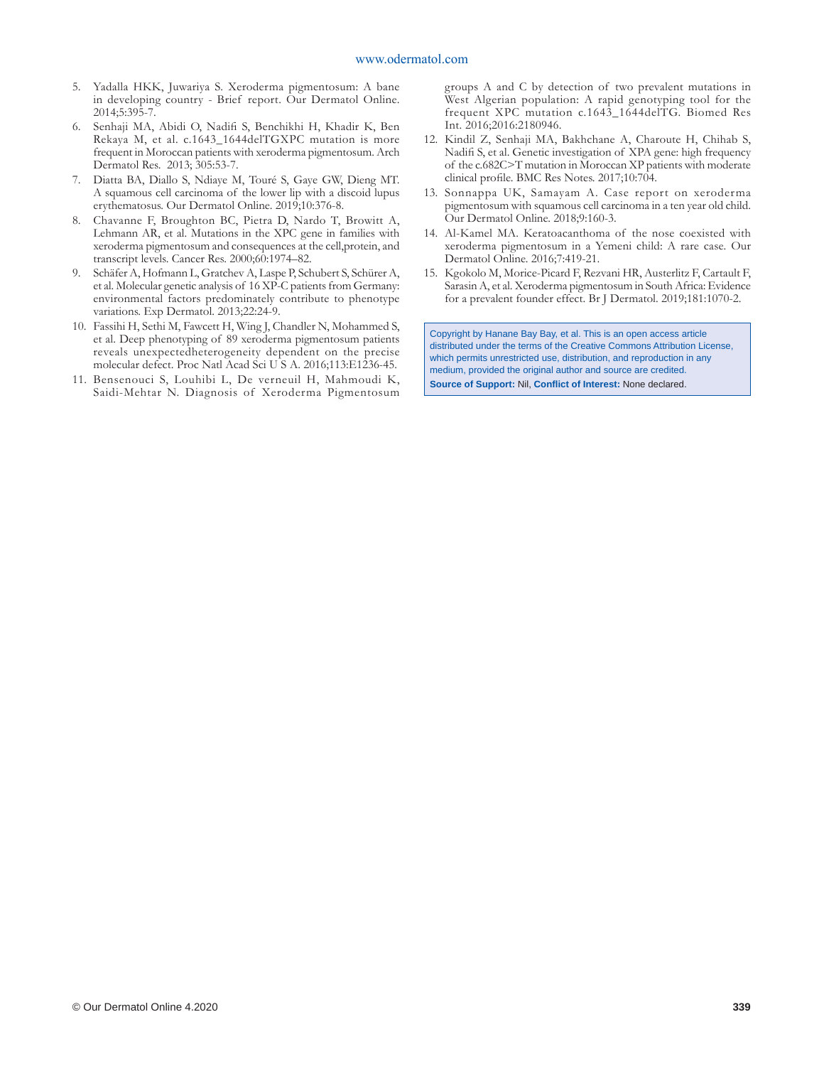5. Yadalla HKK, Juwariya S. Xeroderma pigmentosum: A bane in developing country - Brief report. Our Dermatol Online. 2014;5:395-7.
6. Senhaji MA, Abidi O, Nadifi S, Benchikhi H, Khadir K, Ben Rekaya M, et al. c.1643_1644delTGXPC mutation is more frequent in Moroccan patients with xeroderma pigmentosum. Arch Dermatol Res. 2013; 305:53-7.
7. Diatta BA, Diallo S, Ndiaye M, Touré S, Gaye GW, Dieng MT. A squamous cell carcinoma of the lower lip with a discoid lupus erythematosus. Our Dermatol Online. 2019;10:376-8.
8. Chavanne F, Broughton BC, Pietra D, Nardo T, Browitt A, Lehmann AR, et al. Mutations in the XPC gene in families with xeroderma pigmentosum and consequences at the cell,protein, and transcript levels. Cancer Res. 2000;60:1974–82.
9. Schäfer A, Hofmann L, Gratchev A, Laspe P, Schubert S, Schürer A, et al. Molecular genetic analysis of 16 XP-C patients from Germany: environmental factors predominately contribute to phenotype variations. Exp Dermatol. 2013;22:24-9.
10. Fassihi H, Sethi M, Fawcett H, Wing J, Chandler N, Mohammed S, et al. Deep phenotyping of 89 xeroderma pigmentosum patients reveals unexpectedheterogeneity dependent on the precise molecular defect. Proc Natl Acad Sci U S A. 2016;113:E1236-45.
11. Bensenouci S, Louhibi L, De verneuil H, Mahmoudi K, Saidi-Mehtar N. Diagnosis of Xeroderma Pigmentosum groups A and C by detection of two prevalent mutations in West Algerian population: A rapid genotyping tool for the frequent XPC mutation c.1643_1644delTG. Biomed Res Int. 2016;2016:2180946.
12. Kindil Z, Senhaji MA, Bakhchane A, Charoute H, Chihab S, Nadifi S, et al. Genetic investigation of XPA gene: high frequency of the c.682C>T mutation in Moroccan XP patients with moderate clinical profile. BMC Res Notes. 2017;10:704.
13. Sonnappa UK, Samayam A. Case report on xeroderma pigmentosum with squamous cell carcinoma in a ten year old child. Our Dermatol Online. 2018;9:160-3.
14. Al-Kamel MA. Keratoacanthoma of the nose coexisted with xeroderma pigmentosum in a Yemeni child: A rare case. Our Dermatol Online. 2016;7:419-21.
15. Kgokolo M, Morice-Picard F, Rezvani HR, Austerlitz F, Cartault F, Sarasin A, et al. Xeroderma pigmentosum in South Africa: Evidence for a prevalent founder effect. Br J Dermatol. 2019;181:1070-2.

Copyright by Hanane Bay Bay, et al. This is an open access article distributed under the terms of the Creative Commons Attribution License, which permits unrestricted use, distribution, and reproduction in any medium, provided the original author and source are credited.
**Source of Support:** Nil, **Conflict of Interest:** None declared.